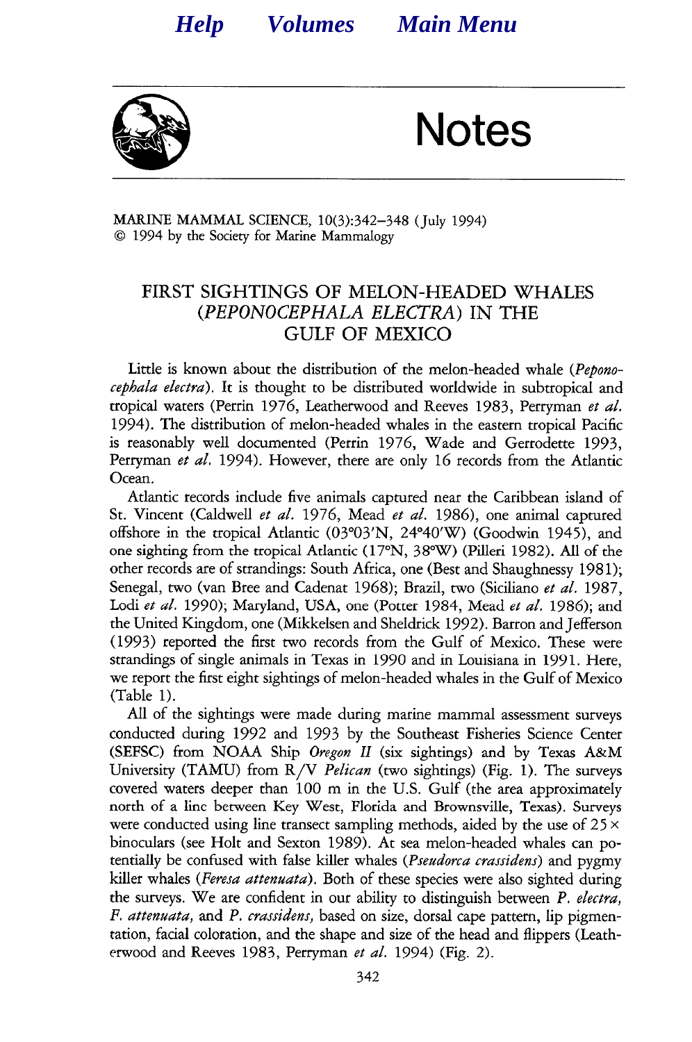# Notes

MARINE MAMMAL SCIENCE, 10(3):342–348 (July 1994)
© 1994 by the Society for Marine Mammalogy

## FIRST SIGHTINGS OF MELON-HEADED WHALES (*PEPONOCEPHALA ELECTRA*) IN THE GULF OF MEXICO

Little is known about the distribution of the melon-headed whale (*Peponocephala electra*). It is thought to be distributed worldwide in subtropical and tropical waters (Perrin 1976, Leatherwood and Reeves 1983, Perryman *et al.* 1994). The distribution of melon-headed whales in the eastern tropical Pacific is reasonably well documented (Perrin 1976, Wade and Gerrodette 1993, Perryman *et al.* 1994). However, there are only 16 records from the Atlantic Ocean.

Atlantic records include five animals captured near the Caribbean island of St. Vincent (Caldwell *et al.* 1976, Mead *et al.* 1986), one animal captured offshore in the tropical Atlantic (03°03′N, 24°40′W) (Goodwin 1945), and one sighting from the tropical Atlantic (17°N, 38°W) (Pilleri 1982). All of the other records are of strandings: South Africa, one (Best and Shaughnessy 1981); Senegal, two (van Bree and Cadenat 1968); Brazil, two (Siciliano *et al.* 1987, Lodi *et al.* 1990); Maryland, USA, one (Potter 1984, Mead *et al.* 1986); and the United Kingdom, one (Mikkelsen and Sheldrick 1992). Barron and Jefferson (1993) reported the first two records from the Gulf of Mexico. These were strandings of single animals in Texas in 1990 and in Louisiana in 1991. Here, we report the first eight sightings of melon-headed whales in the Gulf of Mexico (Table 1).

All of the sightings were made during marine mammal assessment surveys conducted during 1992 and 1993 by the Southeast Fisheries Science Center (SEFSC) from NOAA Ship *Oregon II* (six sightings) and by Texas A&M University (TAMU) from R/V *Pelican* (two sightings) (Fig. 1). The surveys covered waters deeper than 100 m in the U.S. Gulf (the area approximately north of a line between Key West, Florida and Brownsville, Texas). Surveys were conducted using line transect sampling methods, aided by the use of 25 × binoculars (see Holt and Sexton 1989). At sea melon-headed whales can potentially be confused with false killer whales (*Pseudorca crassidens*) and pygmy killer whales (*Feresa attenuata*). Both of these species were also sighted during the surveys. We are confident in our ability to distinguish between *P. electra*, *F. attenuata*, and *P. crassidens*, based on size, dorsal cape pattern, lip pigmentation, facial coloration, and the shape and size of the head and flippers (Leatherwood and Reeves 1983, Perryman *et al.* 1994) (Fig. 2).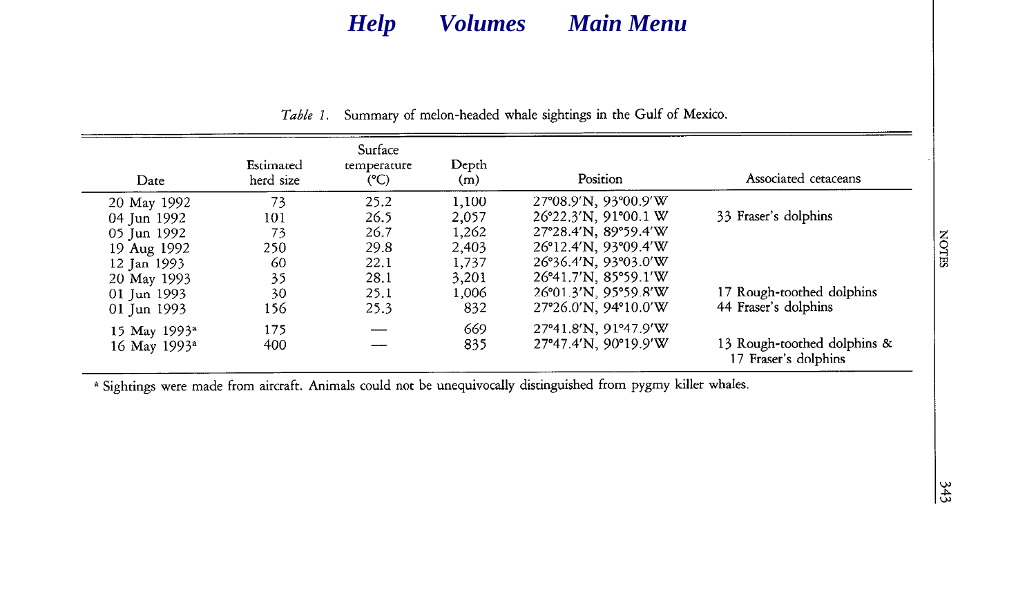*Table 1.* Summary of melon-headed whale sightings in the Gulf of Mexico.

| Date | Estimated herd size | Surface temperature (°C) | Depth (m) | Position | Associated cetaceans |
|---|---|---|---|---|---|
| 20 May 1992 | 73 | 25.2 | 1,100 | 27°08.9′N, 93°00.9′W | |
| 04 Jun 1992 | 101 | 26.5 | 2,057 | 26°22.3′N, 91°00.1 W | 33 Fraser's dolphins |
| 05 Jun 1992 | 73 | 26.7 | 1,262 | 27°28.4′N, 89°59.4′W | |
| 19 Aug 1992 | 250 | 29.8 | 2,403 | 26°12.4′N, 93°09.4′W | |
| 12 Jan 1993 | 60 | 22.1 | 1,737 | 26°36.4′N, 93°03.0′W | |
| 20 May 1993 | 35 | 28.1 | 3,201 | 26°41.7′N, 85°59.1′W | |
| 01 Jun 1993 | 30 | 25.1 | 1,006 | 26°01.3′N, 95°59.8′W | 17 Rough-toothed dolphins |
| 01 Jun 1993 | 156 | 25.3 | 832 | 27°26.0′N, 94°10.0′W | 44 Fraser's dolphins |
| 15 May 1993[a] | 175 | — | 669 | 27°41.8′N, 91°47.9′W | |
| 16 May 1993[a] | 400 | — | 835 | 27°47.4′N, 90°19.9′W | 13 Rough-toothed dolphins & 17 Fraser's dolphins |

[a] Sightings were made from aircraft. Animals could not be unequivocally distinguished from pygmy killer whales.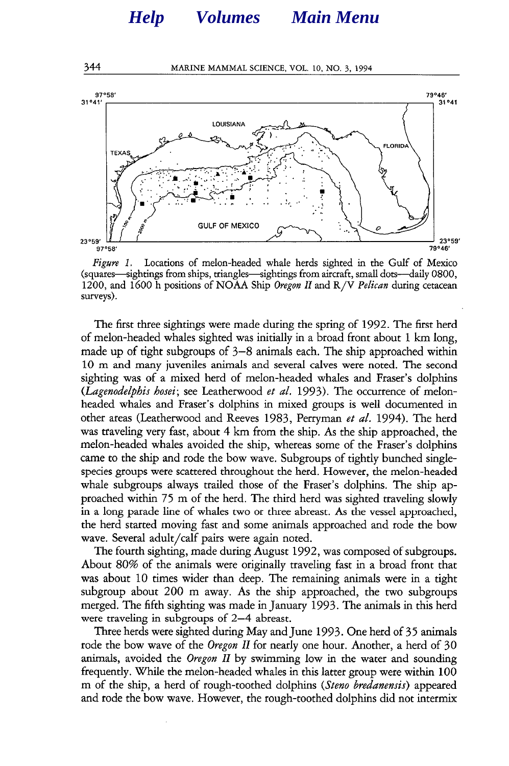*Figure 1.* Locations of melon-headed whale herds sighted in the Gulf of Mexico (squares—sightings from ships, triangles—sightings from aircraft, small dots—daily 0800, 1200, and 1600 h positions of NOAA Ship *Oregon II* and R/V *Pelican* during cetacean surveys).

The first three sightings were made during the spring of 1992. The first herd of melon-headed whales sighted was initially in a broad front about 1 km long, made up of tight subgroups of 3–8 animals each. The ship approached within 10 m and many juveniles animals and several calves were noted. The second sighting was of a mixed herd of melon-headed whales and Fraser's dolphins (*Lagenodelphis hosei*; see Leatherwood *et al.* 1993). The occurrence of melon-headed whales and Fraser's dolphins in mixed groups is well documented in other areas (Leatherwood and Reeves 1983, Perryman *et al.* 1994). The herd was traveling very fast, about 4 km from the ship. As the ship approached, the melon-headed whales avoided the ship, whereas some of the Fraser's dolphins came to the ship and rode the bow wave. Subgroups of tightly bunched single-species groups were scattered throughout the herd. However, the melon-headed whale subgroups always trailed those of the Fraser's dolphins. The ship approached within 75 m of the herd. The third herd was sighted traveling slowly in a long parade line of whales two or three abreast. As the vessel approached, the herd started moving fast and some animals approached and rode the bow wave. Several adult/calf pairs were again noted.

The fourth sighting, made during August 1992, was composed of subgroups. About 80% of the animals were originally traveling fast in a broad front that was about 10 times wider than deep. The remaining animals were in a tight subgroup about 200 m away. As the ship approached, the two subgroups merged. The fifth sighting was made in January 1993. The animals in this herd were traveling in subgroups of 2–4 abreast.

Three herds were sighted during May and June 1993. One herd of 35 animals rode the bow wave of the *Oregon II* for nearly one hour. Another, a herd of 30 animals, avoided the *Oregon II* by swimming low in the water and sounding frequently. While the melon-headed whales in this latter group were within 100 m of the ship, a herd of rough-toothed dolphins (*Steno bredanensis*) appeared and rode the bow wave. However, the rough-toothed dolphins did not intermix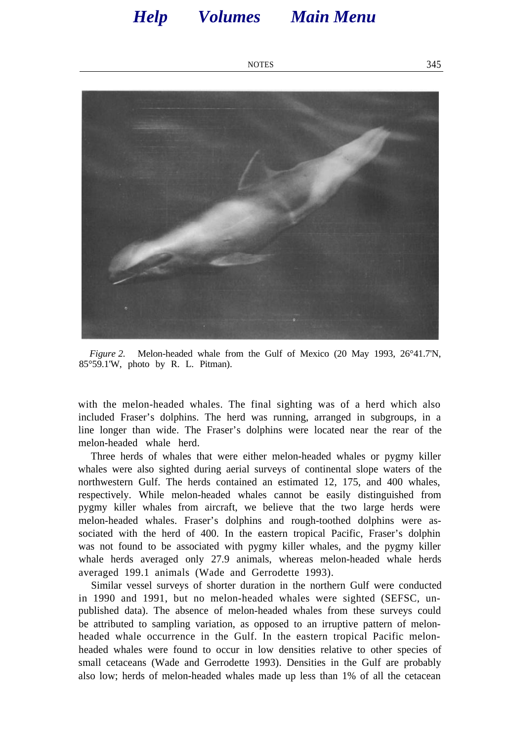*Figure 2.* Melon-headed whale from the Gulf of Mexico (20 May 1993, 26°41.7'N, 85°59.1'W, photo by R. L. Pitman).

with the melon-headed whales. The final sighting was of a herd which also included Fraser's dolphins. The herd was running, arranged in subgroups, in a line longer than wide. The Fraser's dolphins were located near the rear of the melon-headed whale herd.

Three herds of whales that were either melon-headed whales or pygmy killer whales were also sighted during aerial surveys of continental slope waters of the northwestern Gulf. The herds contained an estimated 12, 175, and 400 whales, respectively. While melon-headed whales cannot be easily distinguished from pygmy killer whales from aircraft, we believe that the two large herds were melon-headed whales. Fraser's dolphins and rough-toothed dolphins were associated with the herd of 400. In the eastern tropical Pacific, Fraser's dolphin was not found to be associated with pygmy killer whales, and the pygmy killer whale herds averaged only 27.9 animals, whereas melon-headed whale herds averaged 199.1 animals (Wade and Gerrodette 1993).

Similar vessel surveys of shorter duration in the northern Gulf were conducted in 1990 and 1991, but no melon-headed whales were sighted (SEFSC, unpublished data). The absence of melon-headed whales from these surveys could be attributed to sampling variation, as opposed to an irruptive pattern of melon-headed whale occurrence in the Gulf. In the eastern tropical Pacific melon-headed whales were found to occur in low densities relative to other species of small cetaceans (Wade and Gerrodette 1993). Densities in the Gulf are probably also low; herds of melon-headed whales made up less than 1% of all the cetacean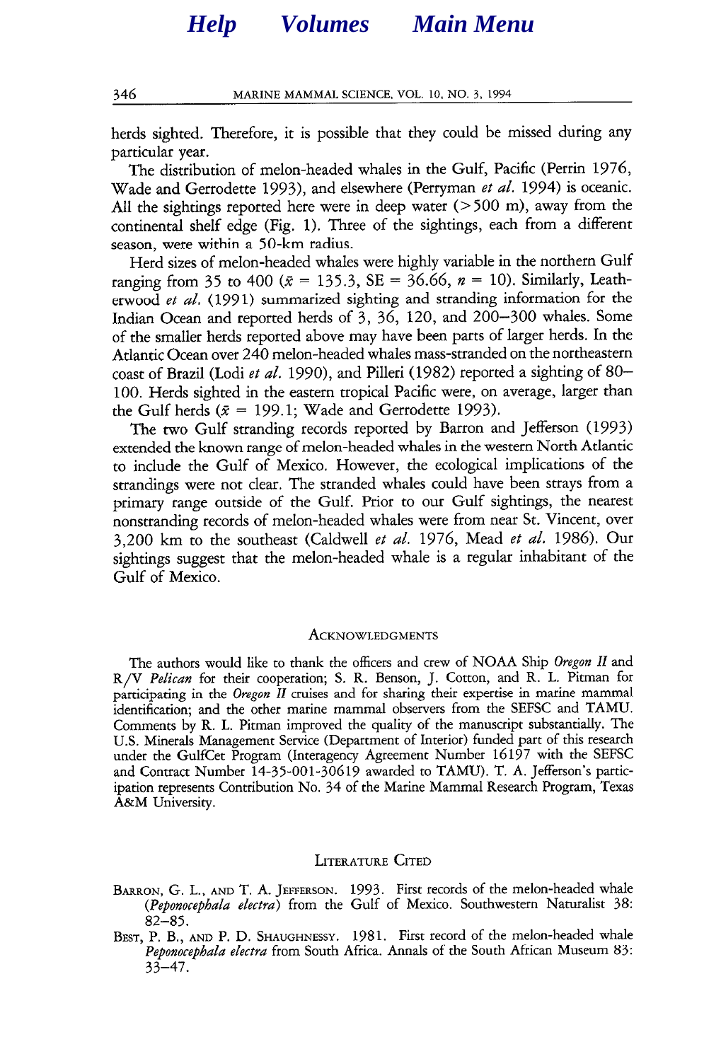herds sighted. Therefore, it is possible that they could be missed during any particular year.

The distribution of melon-headed whales in the Gulf, Pacific (Perrin 1976, Wade and Gerrodette 1993), and elsewhere (Perryman *et al.* 1994) is oceanic. All the sightings reported here were in deep water (>500 m), away from the continental shelf edge (Fig. 1). Three of the sightings, each from a different season, were within a 50-km radius.

Herd sizes of melon-headed whales were highly variable in the northern Gulf ranging from 35 to 400 ($\bar{x}$ = 135.3, SE = 36.66, $n$ = 10). Similarly, Leatherwood *et al.* (1991) summarized sighting and stranding information for the Indian Ocean and reported herds of 3, 36, 120, and 200–300 whales. Some of the smaller herds reported above may have been parts of larger herds. In the Atlantic Ocean over 240 melon-headed whales mass-stranded on the northeastern coast of Brazil (Lodi *et al.* 1990), and Pilleri (1982) reported a sighting of 80–100. Herds sighted in the eastern tropical Pacific were, on average, larger than the Gulf herds ($\bar{x}$ = 199.1; Wade and Gerrodette 1993).

The two Gulf stranding records reported by Barron and Jefferson (1993) extended the known range of melon-headed whales in the western North Atlantic to include the Gulf of Mexico. However, the ecological implications of the strandings were not clear. The stranded whales could have been strays from a primary range outside of the Gulf. Prior to our Gulf sightings, the nearest nonstranding records of melon-headed whales were from near St. Vincent, over 3,200 km to the southeast (Caldwell *et al.* 1976, Mead *et al.* 1986). Our sightings suggest that the melon-headed whale is a regular inhabitant of the Gulf of Mexico.

## Acknowledgments

The authors would like to thank the officers and crew of NOAA Ship *Oregon II* and R/V *Pelican* for their cooperation; S. R. Benson, J. Cotton, and R. L. Pitman for participating in the *Oregon II* cruises and for sharing their expertise in marine mammal identification; and the other marine mammal observers from the SEFSC and TAMU. Comments by R. L. Pitman improved the quality of the manuscript substantially. The U.S. Minerals Management Service (Department of Interior) funded part of this research under the GulfCet Program (Interagency Agreement Number 16197 with the SEFSC and Contract Number 14-35-001-30619 awarded to TAMU). T. A. Jefferson's participation represents Contribution No. 34 of the Marine Mammal Research Program, Texas A&M University.

## Literature Cited

Barron, G. L., and T. A. Jefferson. 1993. First records of the melon-headed whale (*Peponocephala electra*) from the Gulf of Mexico. Southwestern Naturalist 38: 82–85.

Best, P. B., and P. D. Shaughnessy. 1981. First record of the melon-headed whale *Peponocephala electra* from South Africa. Annals of the South African Museum 83: 33–47.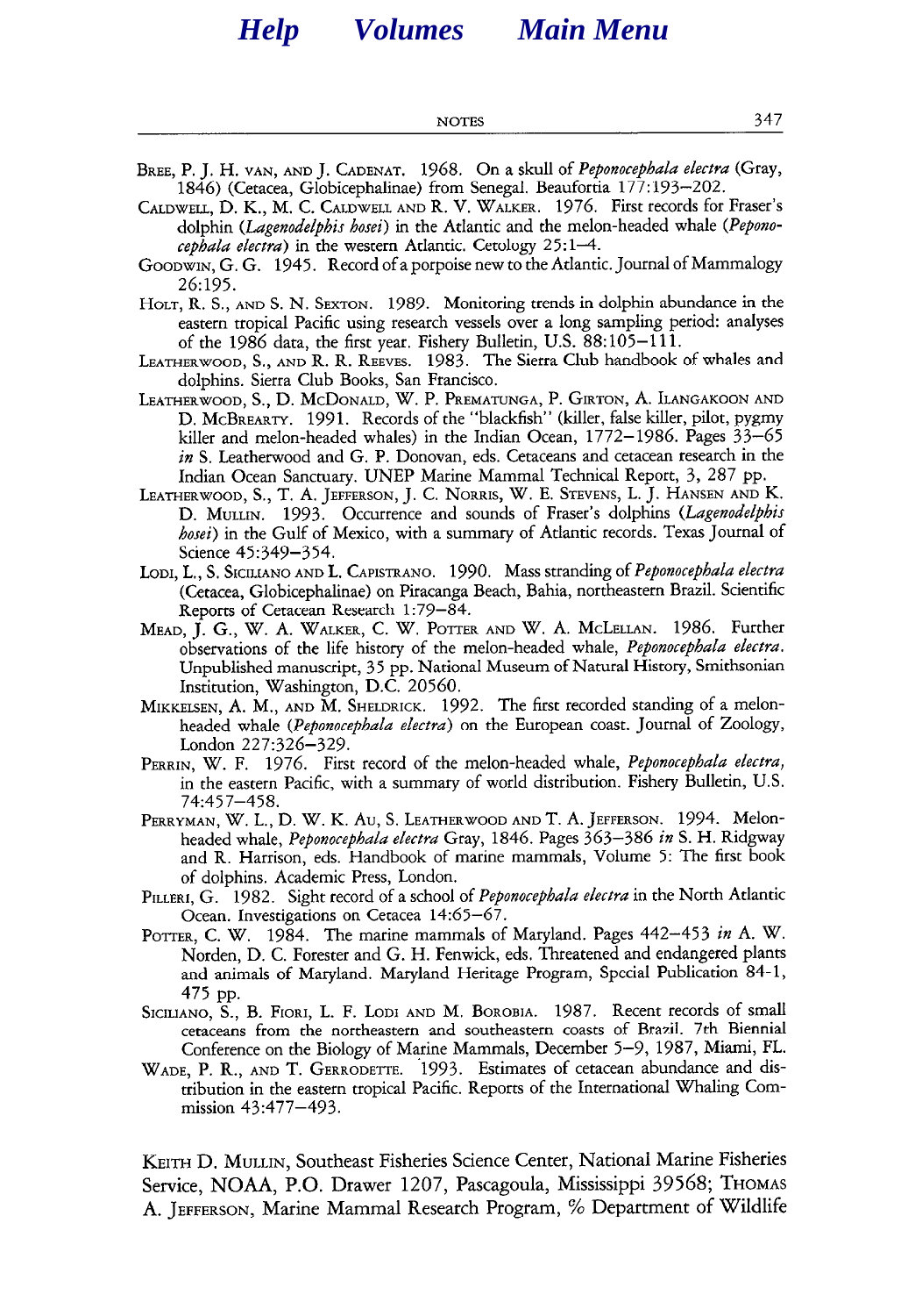Bree, P. J. H. van, and J. Cadenat. 1968. On a skull of *Peponocephala electra* (Gray, 1846) (Cetacea, Globicephalinae) from Senegal. Beaufortia 177:193–202.

Caldwell, D. K., M. C. Caldwell and R. V. Walker. 1976. First records for Fraser's dolphin (*Lagenodelphis hosei*) in the Atlantic and the melon-headed whale (*Peponocephala electra*) in the western Atlantic. Cetology 25:1–4.

Goodwin, G. G. 1945. Record of a porpoise new to the Atlantic. Journal of Mammalogy 26:195.

Holt, R. S., and S. N. Sexton. 1989. Monitoring trends in dolphin abundance in the eastern tropical Pacific using research vessels over a long sampling period: analyses of the 1986 data, the first year. Fishery Bulletin, U.S. 88:105–111.

Leatherwood, S., and R. R. Reeves. 1983. The Sierra Club handbook of whales and dolphins. Sierra Club Books, San Francisco.

Leatherwood, S., D. McDonald, W. P. Prematunga, P. Girton, A. Ilangakoon and D. McBrearty. 1991. Records of the "blackfish" (killer, false killer, pilot, pygmy killer and melon-headed whales) in the Indian Ocean, 1772–1986. Pages 33–65 *in* S. Leatherwood and G. P. Donovan, eds. Cetaceans and cetacean research in the Indian Ocean Sanctuary. UNEP Marine Mammal Technical Report, 3, 287 pp.

Leatherwood, S., T. A. Jefferson, J. C. Norris, W. E. Stevens, L. J. Hansen and K. D. Mullin. 1993. Occurrence and sounds of Fraser's dolphins (*Lagenodelphis hosei*) in the Gulf of Mexico, with a summary of Atlantic records. Texas Journal of Science 45:349–354.

Lodi, L., S. Siciliano and L. Capistrano. 1990. Mass stranding of *Peponocephala electra* (Cetacea, Globicephalinae) on Piracanga Beach, Bahia, northeastern Brazil. Scientific Reports of Cetacean Research 1:79–84.

Mead, J. G., W. A. Walker, C. W. Potter and W. A. McLellan. 1986. Further observations of the life history of the melon-headed whale, *Peponocephala electra*. Unpublished manuscript, 35 pp. National Museum of Natural History, Smithsonian Institution, Washington, D.C. 20560.

Mikkelsen, A. M., and M. Sheldrick. 1992. The first recorded standing of a melon-headed whale (*Peponocephala electra*) on the European coast. Journal of Zoology, London 227:326–329.

Perrin, W. F. 1976. First record of the melon-headed whale, *Peponocephala electra*, in the eastern Pacific, with a summary of world distribution. Fishery Bulletin, U.S. 74:457–458.

Perryman, W. L., D. W. K. Au, S. Leatherwood and T. A. Jefferson. 1994. Melon-headed whale, *Peponocephala electra* Gray, 1846. Pages 363–386 *in* S. H. Ridgway and R. Harrison, eds. Handbook of marine mammals, Volume 5: The first book of dolphins. Academic Press, London.

Pilleri, G. 1982. Sight record of a school of *Peponocephala electra* in the North Atlantic Ocean. Investigations on Cetacea 14:65–67.

Potter, C. W. 1984. The marine mammals of Maryland. Pages 442–453 *in* A. W. Norden, D. C. Forester and G. H. Fenwick, eds. Threatened and endangered plants and animals of Maryland. Maryland Heritage Program, Special Publication 84-1, 475 pp.

Siciliano, S., B. Fiori, L. F. Lodi and M. Borobia. 1987. Recent records of small cetaceans from the northeastern and southeastern coasts of Brazil. 7th Biennial Conference on the Biology of Marine Mammals, December 5–9, 1987, Miami, FL.

Wade, P. R., and T. Gerrodette. 1993. Estimates of cetacean abundance and distribution in the eastern tropical Pacific. Reports of the International Whaling Commission 43:477–493.

Keith D. Mullin, Southeast Fisheries Science Center, National Marine Fisheries Service, NOAA, P.O. Drawer 1207, Pascagoula, Mississippi 39568; Thomas A. Jefferson, Marine Mammal Research Program, % Department of Wildlife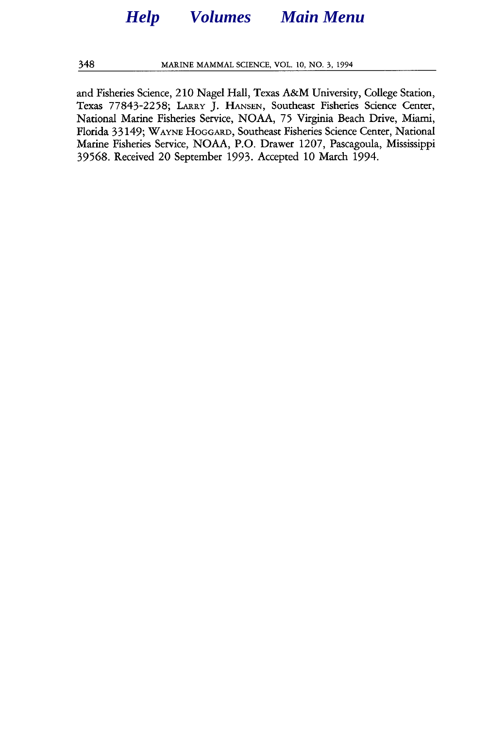and Fisheries Science, 210 Nagel Hall, Texas A&M University, College Station, Texas 77843-2258; LARRY J. HANSEN, Southeast Fisheries Science Center, National Marine Fisheries Service, NOAA, 75 Virginia Beach Drive, Miami, Florida 33149; WAYNE HOGGARD, Southeast Fisheries Science Center, National Marine Fisheries Service, NOAA, P.O. Drawer 1207, Pascagoula, Mississippi 39568. Received 20 September 1993. Accepted 10 March 1994.